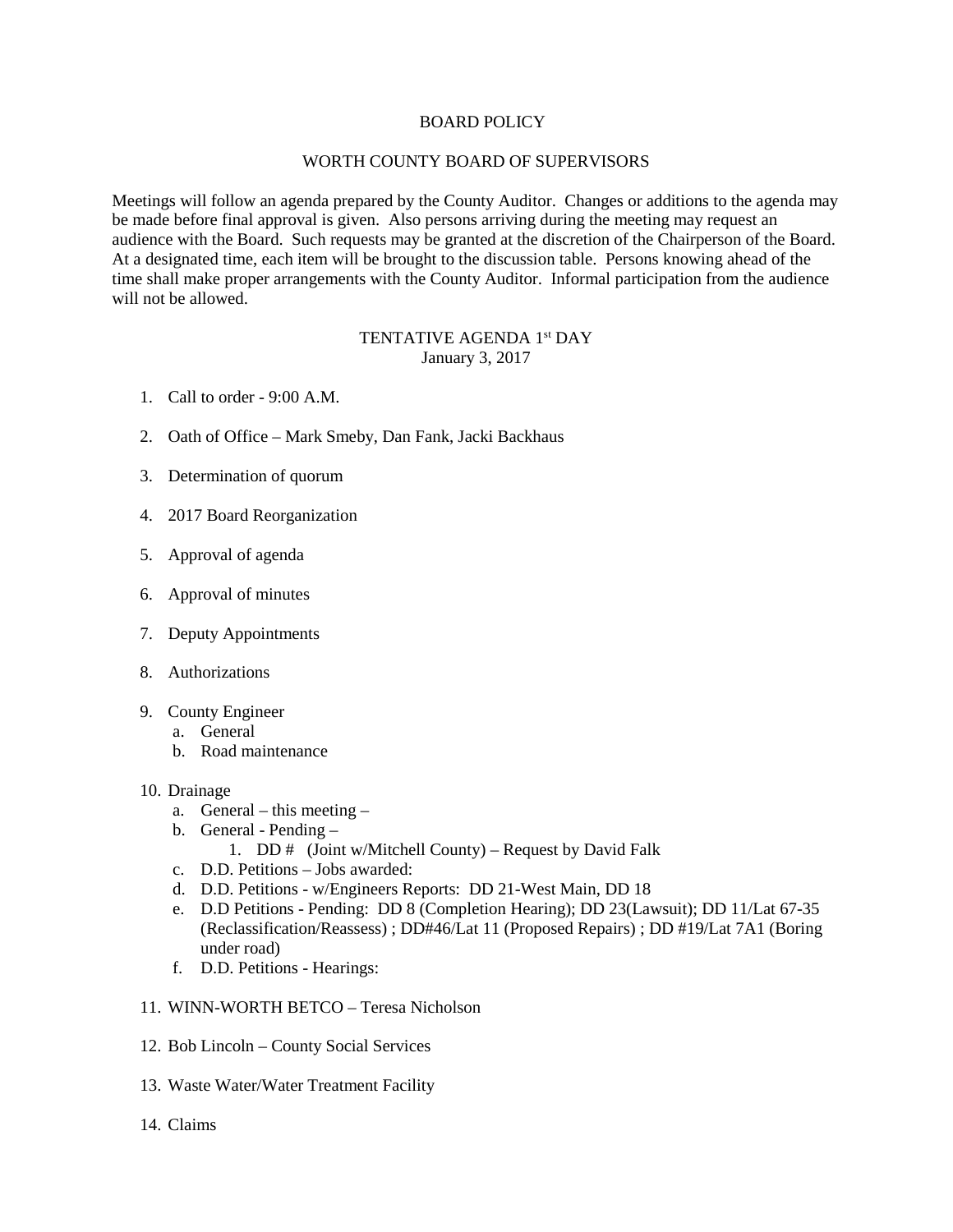# BOARD POLICY

## WORTH COUNTY BOARD OF SUPERVISORS

Meetings will follow an agenda prepared by the County Auditor. Changes or additions to the agenda may be made before final approval is given. Also persons arriving during the meeting may request an audience with the Board. Such requests may be granted at the discretion of the Chairperson of the Board. At a designated time, each item will be brought to the discussion table. Persons knowing ahead of the time shall make proper arrangements with the County Auditor. Informal participation from the audience will not be allowed.

### TENTATIVE AGENDA 1st DAY
January 3, 2017

1. Call to order - 9:00 A.M.
2. Oath of Office – Mark Smeby, Dan Fank, Jacki Backhaus
3. Determination of quorum
4. 2017 Board Reorganization
5. Approval of agenda
6. Approval of minutes
7. Deputy Appointments
8. Authorizations
9. County Engineer
   a. General
   b. Road maintenance
10. Drainage
    a. General – this meeting –
    b. General - Pending –
       1. DD # (Joint w/Mitchell County) – Request by David Falk
    c. D.D. Petitions – Jobs awarded:
    d. D.D. Petitions - w/Engineers Reports: DD 21-West Main, DD 18
    e. D.D Petitions - Pending: DD 8 (Completion Hearing); DD 23(Lawsuit); DD 11/Lat 67-35 (Reclassification/Reassess) ; DD#46/Lat 11 (Proposed Repairs) ; DD #19/Lat 7A1 (Boring under road)
    f. D.D. Petitions - Hearings:
11. WINN-WORTH BETCO – Teresa Nicholson
12. Bob Lincoln – County Social Services
13. Waste Water/Water Treatment Facility
14. Claims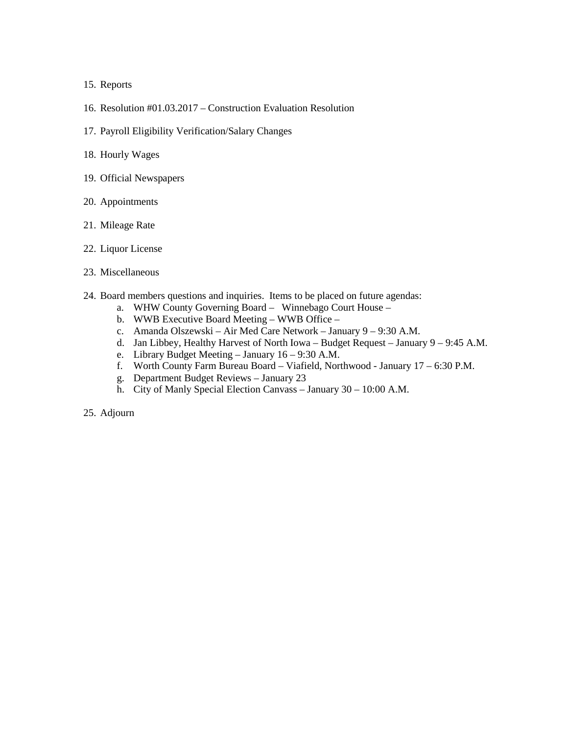15. Reports

16. Resolution #01.03.2017 – Construction Evaluation Resolution

17. Payroll Eligibility Verification/Salary Changes

18. Hourly Wages

19. Official Newspapers

20. Appointments

21. Mileage Rate

22. Liquor License

23. Miscellaneous

24. Board members questions and inquiries. Items to be placed on future agendas:
    a. WHW County Governing Board – Winnebago Court House –
    b. WWB Executive Board Meeting – WWB Office –
    c. Amanda Olszewski – Air Med Care Network – January 9 – 9:30 A.M.
    d. Jan Libbey, Healthy Harvest of North Iowa – Budget Request – January 9 – 9:45 A.M.
    e. Library Budget Meeting – January 16 – 9:30 A.M.
    f. Worth County Farm Bureau Board – Viafield, Northwood - January 17 – 6:30 P.M.
    g. Department Budget Reviews – January 23
    h. City of Manly Special Election Canvass – January 30 – 10:00 A.M.

25. Adjourn